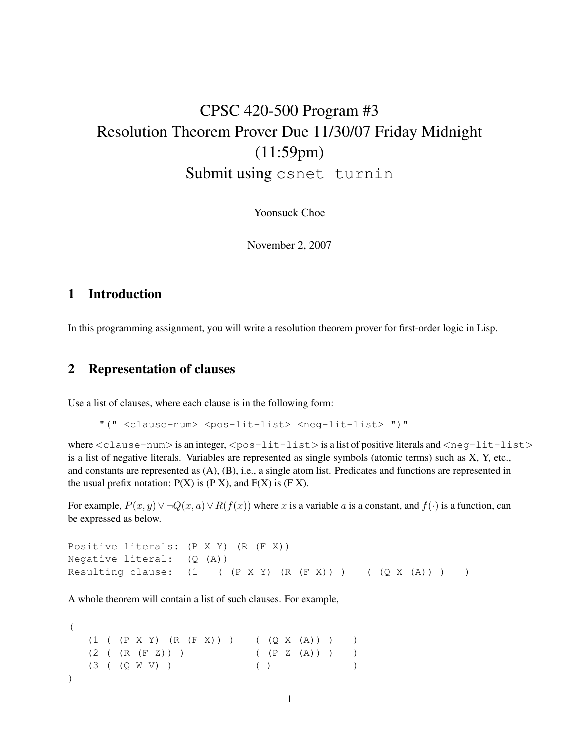# CPSC 420-500 Program #3
# Resolution Theorem Prover Due 11/30/07 Friday Midnight (11:59pm)
# Submit using `csnet turnin`

Yoonsuck Choe

November 2, 2007

## 1 Introduction

In this programming assignment, you will write a resolution theorem prover for first-order logic in Lisp.

## 2 Representation of clauses

Use a list of clauses, where each clause is in the following form:

```
"(" <clause-num> <pos-lit-list> <neg-lit-list> ")"
```

where `<clause-num>` is an integer, `<pos-lit-list>` is a list of positive literals and `<neg-lit-list>` is a list of negative literals. Variables are represented as single symbols (atomic terms) such as X, Y, etc., and constants are represented as (A), (B), i.e., a single atom list. Predicates and functions are represented in the usual prefix notation: P(X) is (P X), and F(X) is (F X).

For example, $P(x, y) \vee \neg Q(x, a) \vee R(f(x))$ where $x$ is a variable $a$ is a constant, and $f(\cdot)$ is a function, can be expressed as below.

```
Positive literals: (P X Y) (R (F X))
Negative literal:  (Q (A))
Resulting clause:  (1   ( (P X Y) (R (F X)) )   ( (Q X (A)) )   )
```

A whole theorem will contain a list of such clauses. For example,

```
(
   (1 ( (P X Y) (R (F X)) )    ( (Q X (A)) )    )
   (2 ( (R (F Z)) )            ( (P Z (A)) )    )
   (3 ( (Q W V) )              ( )              )
)
```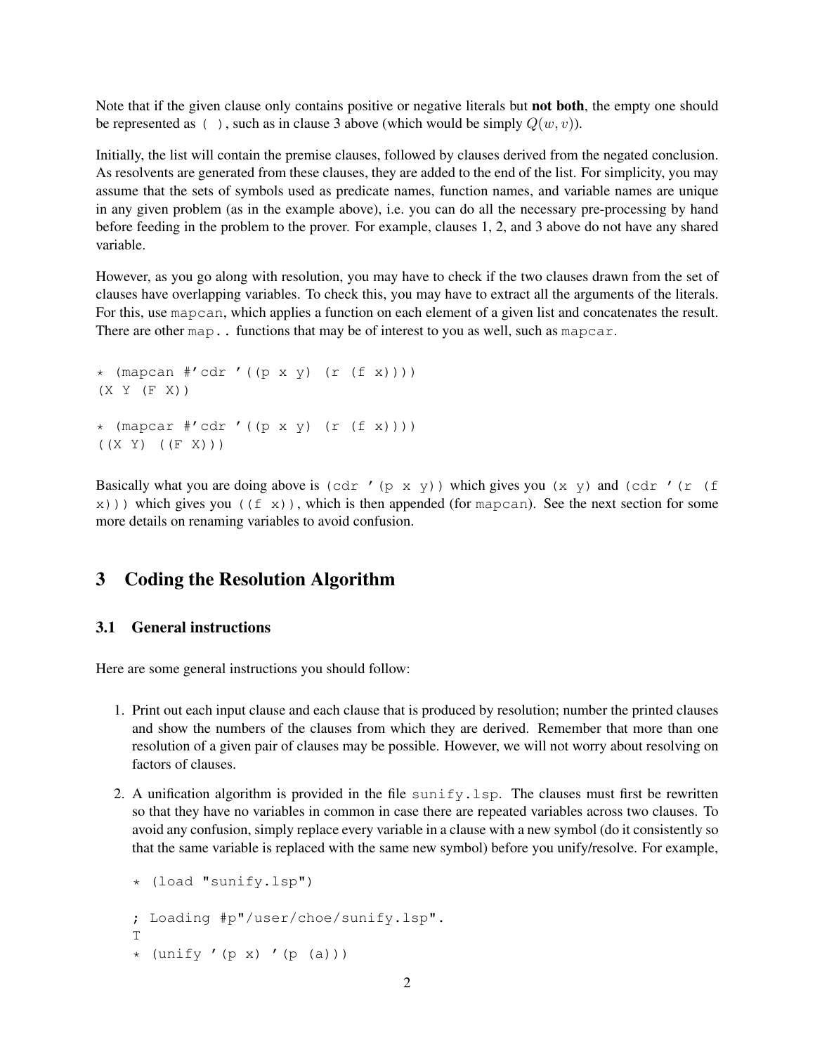Note that if the given clause only contains positive or negative literals but **not both**, the empty one should be represented as `( )`, such as in clause 3 above (which would be simply $Q(w, v)$).

Initially, the list will contain the premise clauses, followed by clauses derived from the negated conclusion. As resolvents are generated from these clauses, they are added to the end of the list. For simplicity, you may assume that the sets of symbols used as predicate names, function names, and variable names are unique in any given problem (as in the example above), i.e. you can do all the necessary pre-processing by hand before feeding in the problem to the prover. For example, clauses 1, 2, and 3 above do not have any shared variable.

However, as you go along with resolution, you may have to check if the two clauses drawn from the set of clauses have overlapping variables. To check this, you may have to extract all the arguments of the literals. For this, use `mapcan`, which applies a function on each element of a given list and concatenates the result. There are other `map..` functions that may be of interest to you as well, such as `mapcar`.

```
* (mapcan #'cdr '((p x y) (r (f x))))
(X Y (F X))

* (mapcar #'cdr '((p x y) (r (f x))))
((X Y) ((F X)))
```

Basically what you are doing above is `(cdr '(p x y))` which gives you `(x y)` and `(cdr '(r (f x)))` which gives you `((f x))`, which is then appended (for `mapcan`). See the next section for some more details on renaming variables to avoid confusion.

## 3 Coding the Resolution Algorithm

### 3.1 General instructions

Here are some general instructions you should follow:

1. Print out each input clause and each clause that is produced by resolution; number the printed clauses and show the numbers of the clauses from which they are derived. Remember that more than one resolution of a given pair of clauses may be possible. However, we will not worry about resolving on factors of clauses.

2. A unification algorithm is provided in the file `sunify.lsp`. The clauses must first be rewritten so that they have no variables in common in case there are repeated variables across two clauses. To avoid any confusion, simply replace every variable in a clause with a new symbol (do it consistently so that the same variable is replaced with the same new symbol) before you unify/resolve. For example,

   ```
   * (load "sunify.lsp")

   ; Loading #p"/user/choe/sunify.lsp".
   T
   * (unify '(p x) '(p (a)))
   ```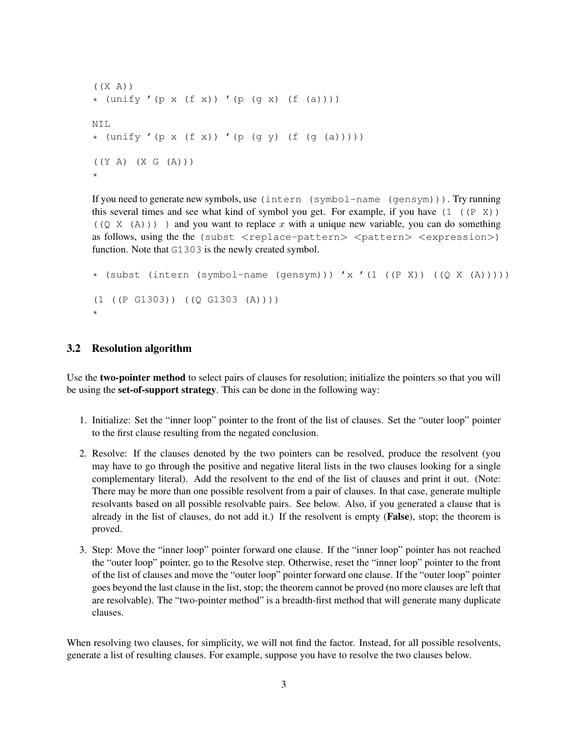```
((X A))
* (unify '(p x (f x)) '(p (g x) (f (a))))

NIL
* (unify '(p x (f x)) '(p (g y) (f (g (a)))))

((Y A) (X G (A)))
*
```

If you need to generate new symbols, use `(intern (symbol-name (gensym)))`. Try running this several times and see what kind of symbol you get. For example, if you have `(1 ((P X)) ((Q X (A))) )` and you want to replace $x$ with a unique new variable, you can do something as follows, using the the `(subst <replace-pattern> <pattern> <expression>)` function. Note that `G1303` is the newly created symbol.

```
* (subst (intern (symbol-name (gensym))) 'x '(1 ((P X)) ((Q X (A)))))

(1 ((P G1303)) ((Q G1303 (A))))
*
```

### 3.2 Resolution algorithm

Use the **two-pointer method** to select pairs of clauses for resolution; initialize the pointers so that you will be using the **set-of-support strategy**. This can be done in the following way:

1. Initialize: Set the "inner loop" pointer to the front of the list of clauses. Set the "outer loop" pointer to the first clause resulting from the negated conclusion.
2. Resolve: If the clauses denoted by the two pointers can be resolved, produce the resolvent (you may have to go through the positive and negative literal lists in the two clauses looking for a single complementary literal). Add the resolvent to the end of the list of clauses and print it out. (Note: There may be more than one possible resolvent from a pair of clauses. In that case, generate multiple resolvants based on all possible resolvable pairs. See below. Also, if you generated a clause that is already in the list of clauses, do not add it.) If the resolvent is empty (**False**), stop; the theorem is proved.
3. Step: Move the "inner loop" pointer forward one clause. If the "inner loop" pointer has not reached the "outer loop" pointer, go to the Resolve step. Otherwise, reset the "inner loop" pointer to the front of the list of clauses and move the "outer loop" pointer forward one clause. If the "outer loop" pointer goes beyond the last clause in the list, stop; the theorem cannot be proved (no more clauses are left that are resolvable). The "two-pointer method" is a breadth-first method that will generate many duplicate clauses.

When resolving two clauses, for simplicity, we will not find the factor. Instead, for all possible resolvents, generate a list of resulting clauses. For example, suppose you have to resolve the two clauses below.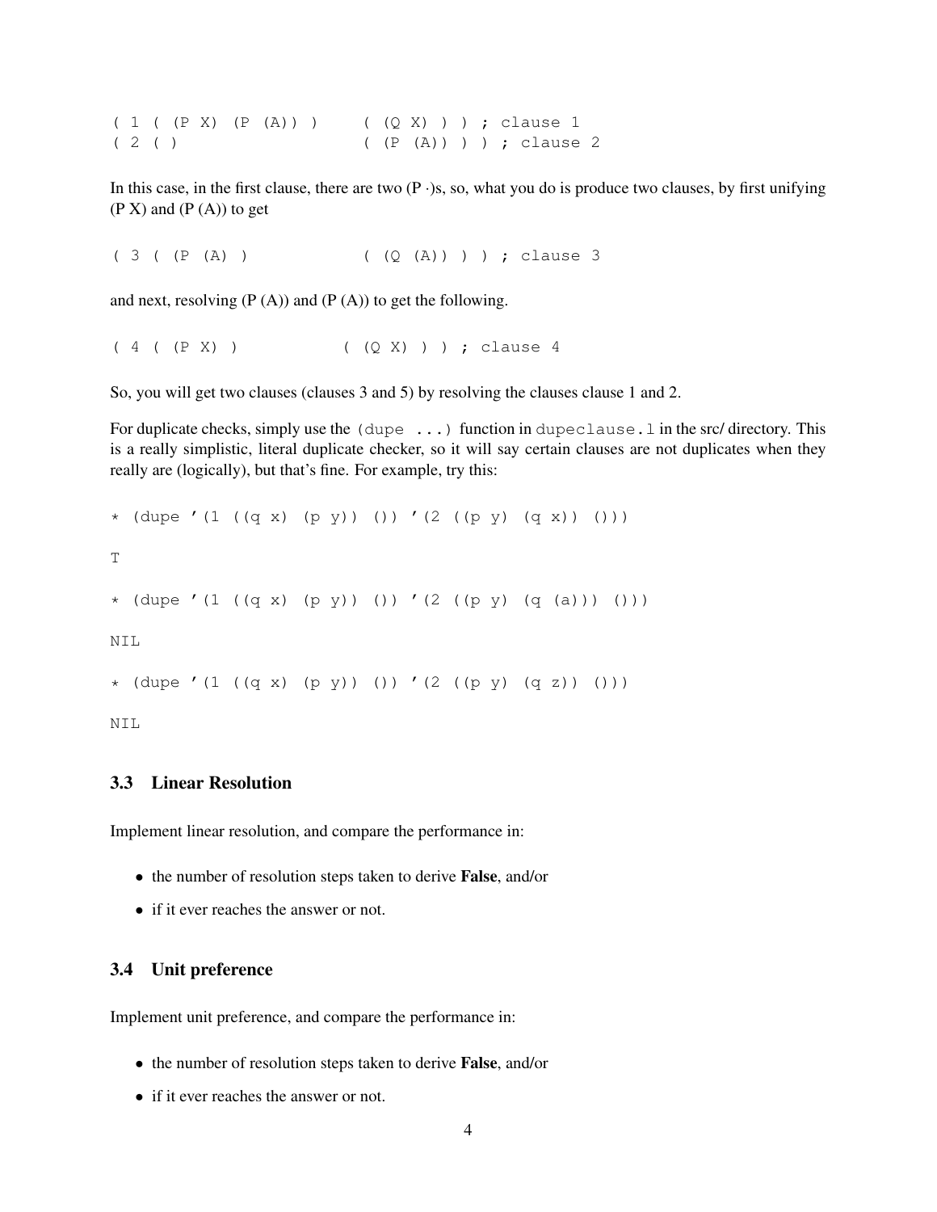```
( 1 ( (P X) (P (A)) )      ( (Q X) ) ) ; clause 1
( 2 ( )                    ( (P (A)) ) ) ; clause 2
```

In this case, in the first clause, there are two (P ·)s, so, what you do is produce two clauses, by first unifying (P X) and (P (A)) to get

```
( 3 ( (P (A) )             ( (Q (A)) ) ) ; clause 3
```

and next, resolving (P (A)) and (P (A)) to get the following.

```
( 4 ( (P X) )            ( (Q X) ) ) ; clause 4
```

So, you will get two clauses (clauses 3 and 5) by resolving the clauses clause 1 and 2.

For duplicate checks, simply use the `(dupe ...)` function in `dupeclause.l` in the src/ directory. This is a really simplistic, literal duplicate checker, so it will say certain clauses are not duplicates when they really are (logically), but that's fine. For example, try this:

```
* (dupe '(1 ((q x) (p y)) ()) '(2 ((p y) (q x)) ()))

T

* (dupe '(1 ((q x) (p y)) ()) '(2 ((p y) (q (a))) ()))

NIL

* (dupe '(1 ((q x) (p y)) ()) '(2 ((p y) (q z)) ()))

NIL
```

### 3.3 Linear Resolution

Implement linear resolution, and compare the performance in:

- the number of resolution steps taken to derive **False**, and/or
- if it ever reaches the answer or not.

### 3.4 Unit preference

Implement unit preference, and compare the performance in:

- the number of resolution steps taken to derive **False**, and/or
- if it ever reaches the answer or not.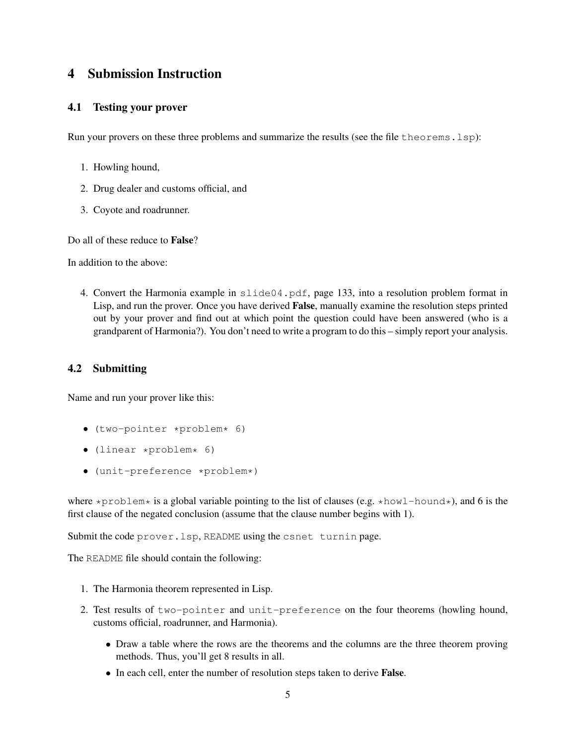## 4 Submission Instruction

### 4.1 Testing your prover

Run your provers on these three problems and summarize the results (see the file `theorems.lsp`):

1. Howling hound,
2. Drug dealer and customs official, and
3. Coyote and roadrunner.

Do all of these reduce to **False**?

In addition to the above:

4. Convert the Harmonia example in `slide04.pdf`, page 133, into a resolution problem format in Lisp, and run the prover. Once you have derived **False**, manually examine the resolution steps printed out by your prover and find out at which point the question could have been answered (who is a grandparent of Harmonia?). You don't need to write a program to do this – simply report your analysis.

### 4.2 Submitting

Name and run your prover like this:

- `(two-pointer *problem* 6)`
- `(linear *problem* 6)`
- `(unit-preference *problem*)`

where `*problem*` is a global variable pointing to the list of clauses (e.g. `*howl-hound*`), and 6 is the first clause of the negated conclusion (assume that the clause number begins with 1).

Submit the code `prover.lsp`, `README` using the `csnet turnin` page.

The `README` file should contain the following:

1. The Harmonia theorem represented in Lisp.
2. Test results of `two-pointer` and `unit-preference` on the four theorems (howling hound, customs official, roadrunner, and Harmonia).
   - Draw a table where the rows are the theorems and the columns are the three theorem proving methods. Thus, you'll get 8 results in all.
   - In each cell, enter the number of resolution steps taken to derive **False**.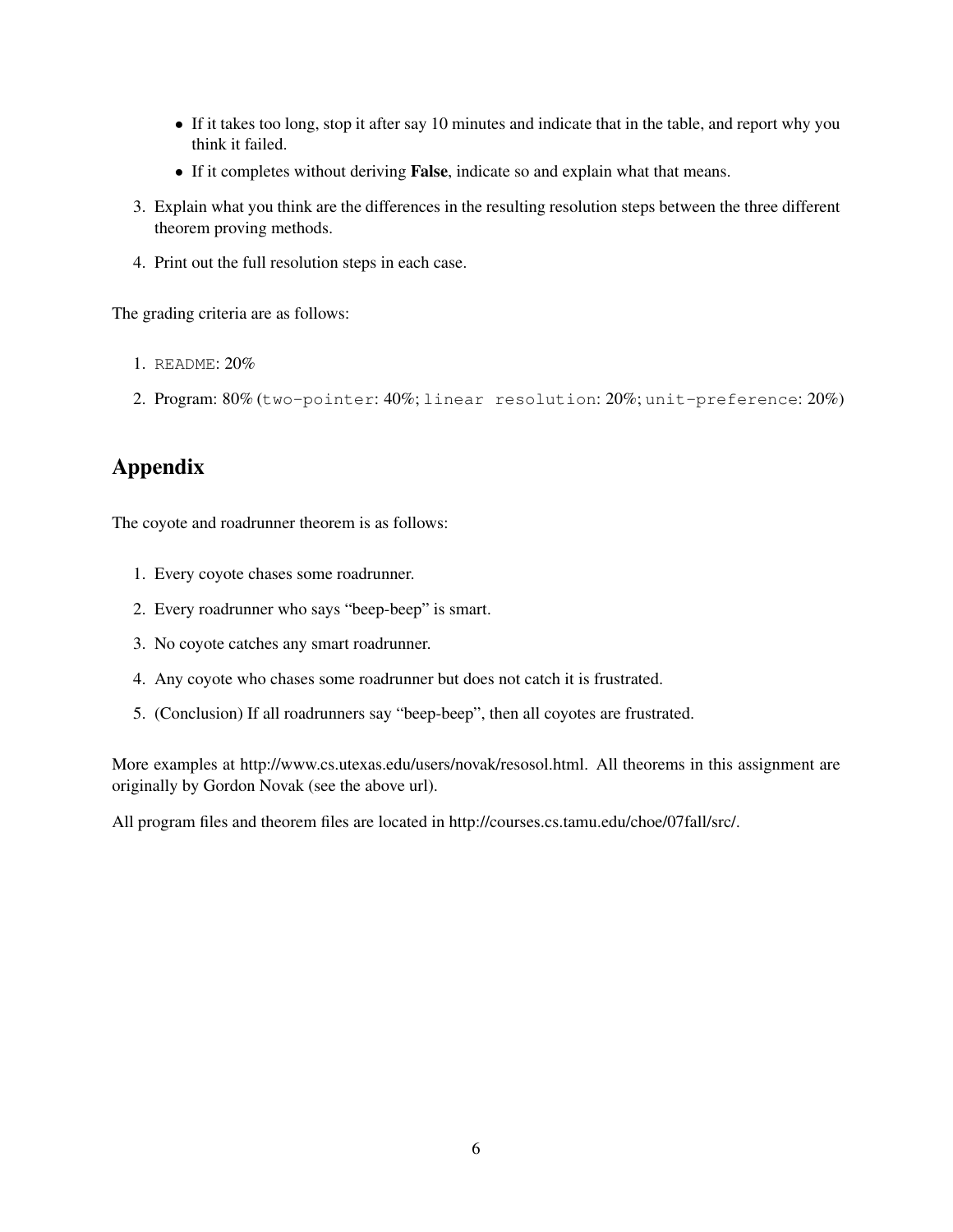- If it takes too long, stop it after say 10 minutes and indicate that in the table, and report why you think it failed.
   - If it completes without deriving **False**, indicate so and explain what that means.

3. Explain what you think are the differences in the resulting resolution steps between the three different theorem proving methods.
4. Print out the full resolution steps in each case.

The grading criteria are as follows:

1. `README`: 20%
2. Program: 80% (`two-pointer`: 40%; `linear resolution`: 20%; `unit-preference`: 20%)

## Appendix

The coyote and roadrunner theorem is as follows:

1. Every coyote chases some roadrunner.
2. Every roadrunner who says "beep-beep" is smart.
3. No coyote catches any smart roadrunner.
4. Any coyote who chases some roadrunner but does not catch it is frustrated.
5. (Conclusion) If all roadrunners say "beep-beep", then all coyotes are frustrated.

More examples at http://www.cs.utexas.edu/users/novak/resosol.html. All theorems in this assignment are originally by Gordon Novak (see the above url).

All program files and theorem files are located in http://courses.cs.tamu.edu/choe/07fall/src/.